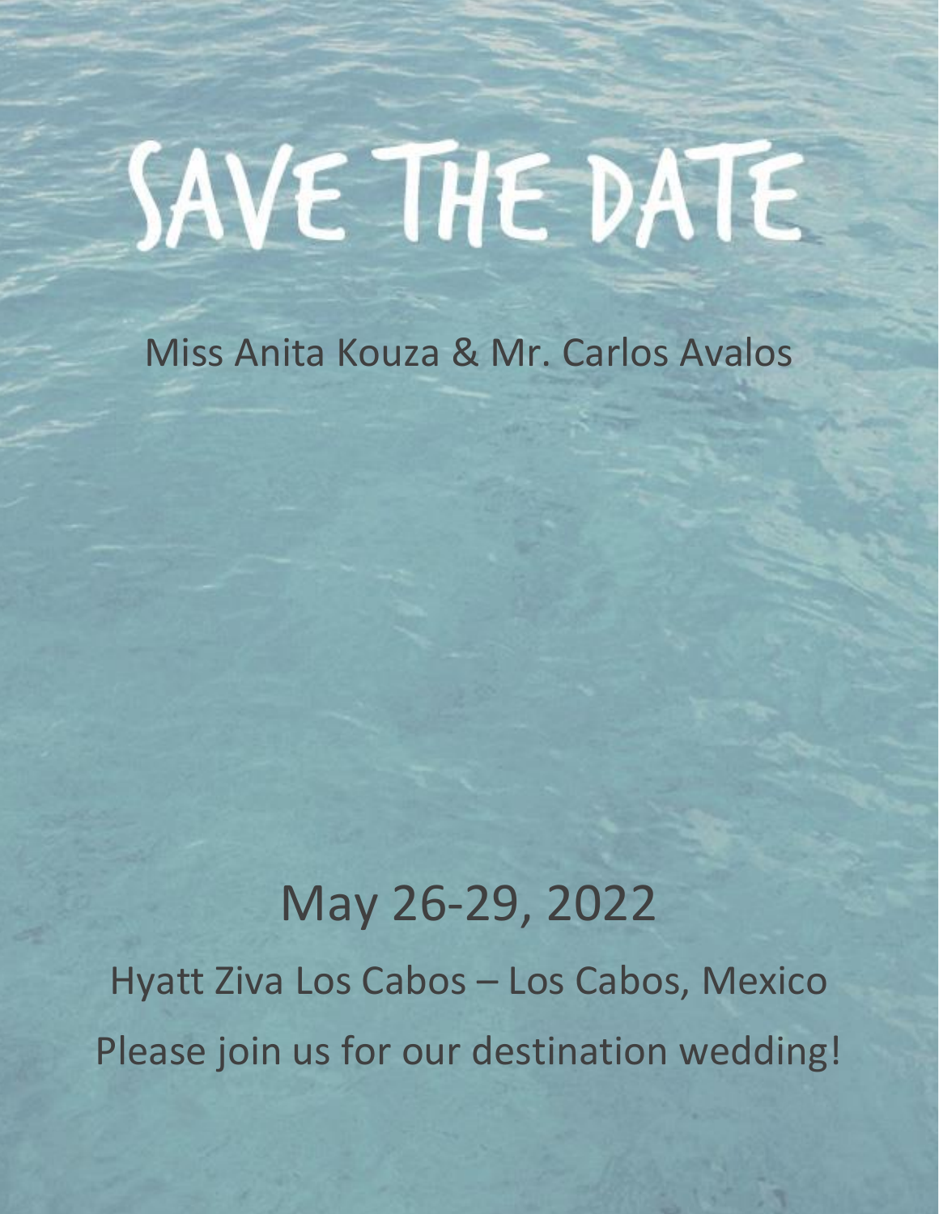# SAVE THE DATE

Miss Anita Kouza & Mr. Carlos Avalos

## May 26-29, 2022

Hyatt Ziva Los Cabos – Los Cabos, Mexico

Please join us for our destination wedding!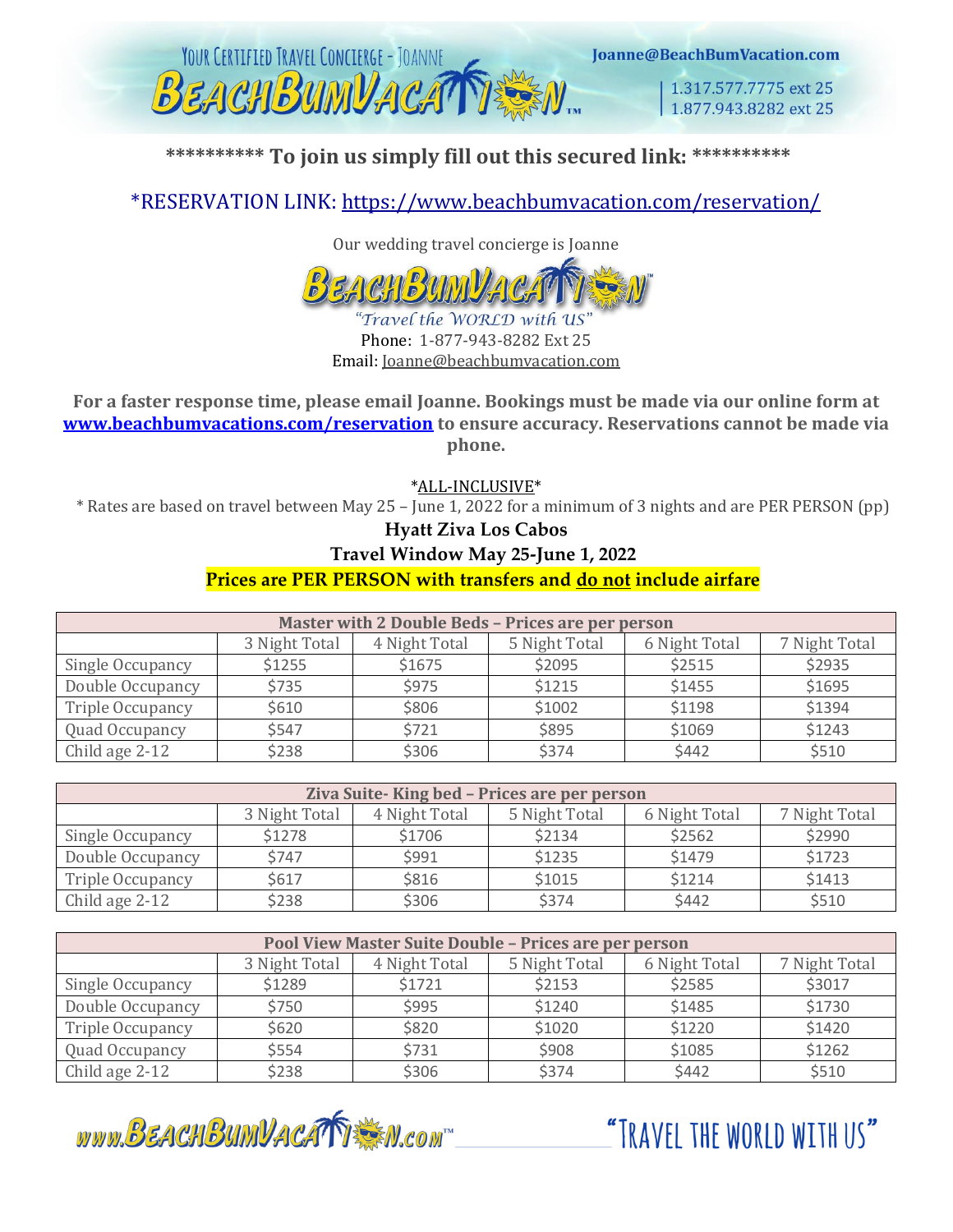********** To join us simply fill out this secured link: **********

*RESERVATION LINK: https://www.beachbumvacation.com/reservation/

Our wedding travel concierge is Joanne

"Travel the WORLD with US"

Phone: 1-877-943-8282 Ext 25

Email: Joanne@beachbumvacation.com

**For a faster response time, please email Joanne. Bookings must be made via our online form at www.beachbumvacations.com/reservation to ensure accuracy. Reservations cannot be made via phone.**

*ALL-INCLUSIVE*

* Rates are based on travel between May 25 – June 1, 2022 for a minimum of 3 nights and are PER PERSON (pp)

**Hyatt Ziva Los Cabos**

**Travel Window May 25-June 1, 2022**

**Prices are PER PERSON with transfers and do not include airfare**

| Master with 2 Double Beds – Prices are per person | | | | | |
|---|---|---|---|---|---|
| | 3 Night Total | 4 Night Total | 5 Night Total | 6 Night Total | 7 Night Total |
| Single Occupancy | $1255 | $1675 | $2095 | $2515 | $2935 |
| Double Occupancy | $735 | $975 | $1215 | $1455 | $1695 |
| Triple Occupancy | $610 | $806 | $1002 | $1198 | $1394 |
| Quad Occupancy | $547 | $721 | $895 | $1069 | $1243 |
| Child age 2-12 | $238 | $306 | $374 | $442 | $510 |

| Ziva Suite- King bed – Prices are per person | | | | | |
|---|---|---|---|---|---|
| | 3 Night Total | 4 Night Total | 5 Night Total | 6 Night Total | 7 Night Total |
| Single Occupancy | $1278 | $1706 | $2134 | $2562 | $2990 |
| Double Occupancy | $747 | $991 | $1235 | $1479 | $1723 |
| Triple Occupancy | $617 | $816 | $1015 | $1214 | $1413 |
| Child age 2-12 | $238 | $306 | $374 | $442 | $510 |

| Pool View Master Suite Double – Prices are per person | | | | | |
|---|---|---|---|---|---|
| | 3 Night Total | 4 Night Total | 5 Night Total | 6 Night Total | 7 Night Total |
| Single Occupancy | $1289 | $1721 | $2153 | $2585 | $3017 |
| Double Occupancy | $750 | $995 | $1240 | $1485 | $1730 |
| Triple Occupancy | $620 | $820 | $1020 | $1220 | $1420 |
| Quad Occupancy | $554 | $731 | $908 | $1085 | $1262 |
| Child age 2-12 | $238 | $306 | $374 | $442 | $510 |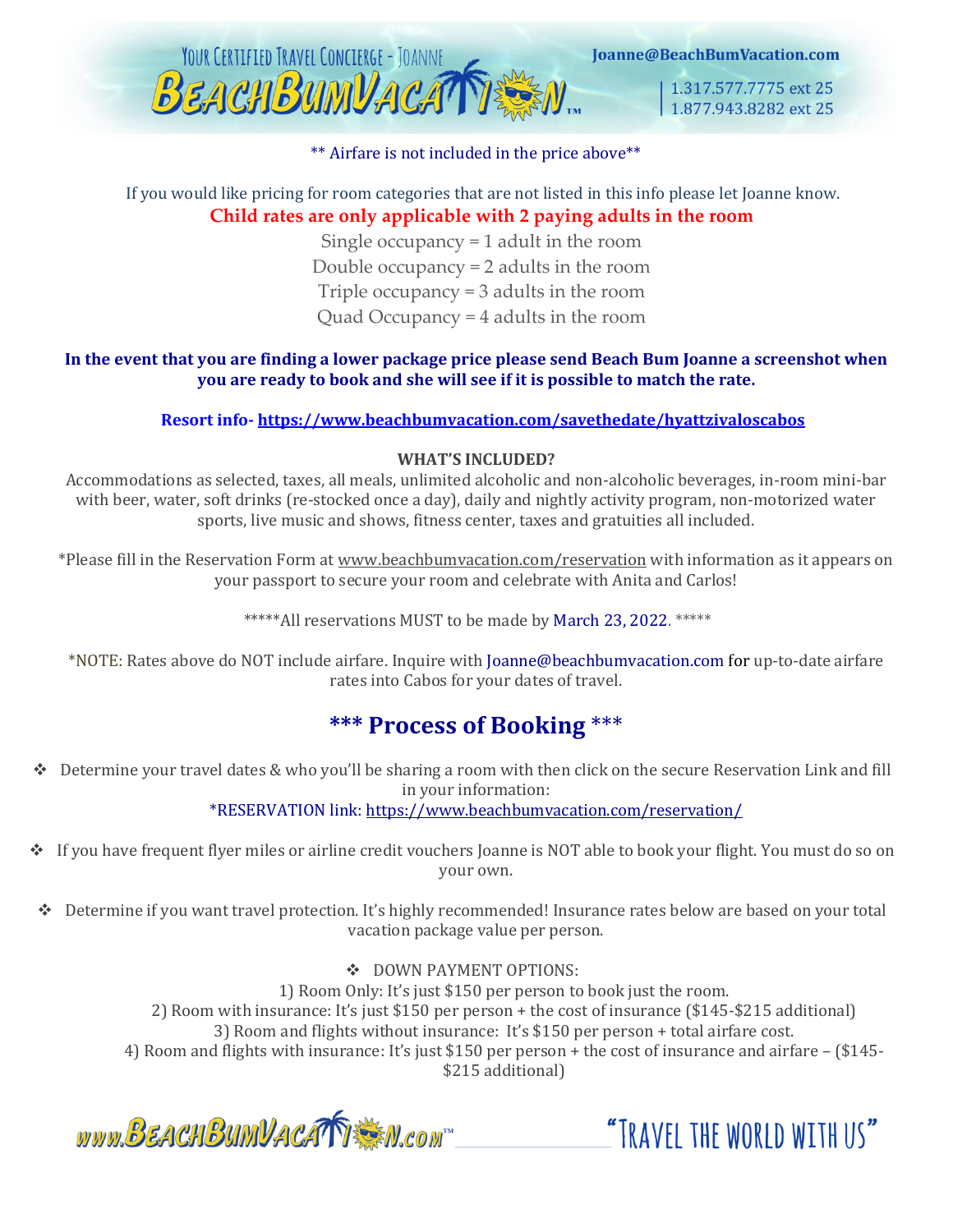** Airfare is not included in the price above**

If you would like pricing for room categories that are not listed in this info please let Joanne know.

**Child rates are only applicable with 2 paying adults in the room**

Single occupancy = 1 adult in the room
Double occupancy = 2 adults in the room
Triple occupancy = 3 adults in the room
Quad Occupancy = 4 adults in the room

**In the event that you are finding a lower package price please send Beach Bum Joanne a screenshot when you are ready to book and she will see if it is possible to match the rate.**

**Resort info- https://www.beachbumvacation.com/savethedate/hyattzivaloscabos**

**WHAT'S INCLUDED?**

Accommodations as selected, taxes, all meals, unlimited alcoholic and non-alcoholic beverages, in-room mini-bar with beer, water, soft drinks (re-stocked once a day), daily and nightly activity program, non-motorized water sports, live music and shows, fitness center, taxes and gratuities all included.

*Please fill in the Reservation Form at www.beachbumvacation.com/reservation with information as it appears on your passport to secure your room and celebrate with Anita and Carlos!

*****All reservations MUST to be made by March 23, 2022. *****

*NOTE: Rates above do NOT include airfare. Inquire with Joanne@beachbumvacation.com for up-to-date airfare rates into Cabos for your dates of travel.

## *** Process of Booking ***

- Determine your travel dates & who you'll be sharing a room with then click on the secure Reservation Link and fill in your information:
  *RESERVATION link: https://www.beachbumvacation.com/reservation/
- If you have frequent flyer miles or airline credit vouchers Joanne is NOT able to book your flight. You must do so on your own.
- Determine if you want travel protection. It's highly recommended! Insurance rates below are based on your total vacation package value per person.
- DOWN PAYMENT OPTIONS:
  1) Room Only: It's just $150 per person to book just the room.
  2) Room with insurance: It's just $150 per person + the cost of insurance ($145-$215 additional)
  3) Room and flights without insurance: It's $150 per person + total airfare cost.
  4) Room and flights with insurance: It's just $150 per person + the cost of insurance and airfare – ($145-$215 additional)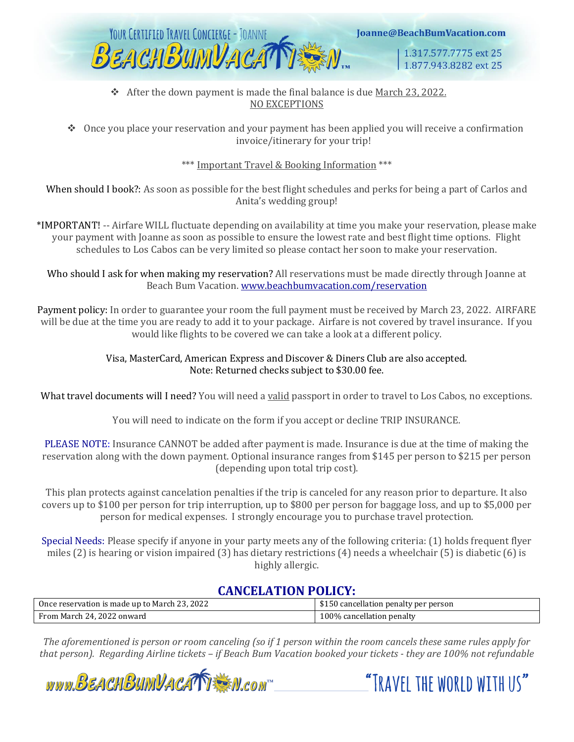- After the down payment is made the final balance is due March 23, 2022. NO EXCEPTIONS

- Once you place your reservation and your payment has been applied you will receive a confirmation invoice/itinerary for your trip!

*** Important Travel & Booking Information ***

When should I book?: As soon as possible for the best flight schedules and perks for being a part of Carlos and Anita's wedding group!

*IMPORTANT! -- Airfare WILL fluctuate depending on availability at time you make your reservation, please make your payment with Joanne as soon as possible to ensure the lowest rate and best flight time options. Flight schedules to Los Cabos can be very limited so please contact her soon to make your reservation.

Who should I ask for when making my reservation? All reservations must be made directly through Joanne at Beach Bum Vacation. www.beachbumvacation.com/reservation

Payment policy: In order to guarantee your room the full payment must be received by March 23, 2022. AIRFARE will be due at the time you are ready to add it to your package. Airfare is not covered by travel insurance. If you would like flights to be covered we can take a look at a different policy.

Visa, MasterCard, American Express and Discover & Diners Club are also accepted.
Note: Returned checks subject to $30.00 fee.

What travel documents will I need? You will need a valid passport in order to travel to Los Cabos, no exceptions.

You will need to indicate on the form if you accept or decline TRIP INSURANCE.

PLEASE NOTE: Insurance CANNOT be added after payment is made. Insurance is due at the time of making the reservation along with the down payment. Optional insurance ranges from $145 per person to $215 per person (depending upon total trip cost).

This plan protects against cancelation penalties if the trip is canceled for any reason prior to departure. It also covers up to $100 per person for trip interruption, up to $800 per person for baggage loss, and up to $5,000 per person for medical expenses. I strongly encourage you to purchase travel protection.

Special Needs: Please specify if anyone in your party meets any of the following criteria: (1) holds frequent flyer miles (2) is hearing or vision impaired (3) has dietary restrictions (4) needs a wheelchair (5) is diabetic (6) is highly allergic.

## CANCELATION POLICY:

| Once reservation is made up to March 23, 2022 | $150 cancellation penalty per person |
|---|---|
| From March 24, 2022 onward | 100% cancellation penalty |

*The aforementioned is person or room canceling (so if 1 person within the room cancels these same rules apply for that person). Regarding Airline tickets – if Beach Bum Vacation booked your tickets - they are 100% not refundable*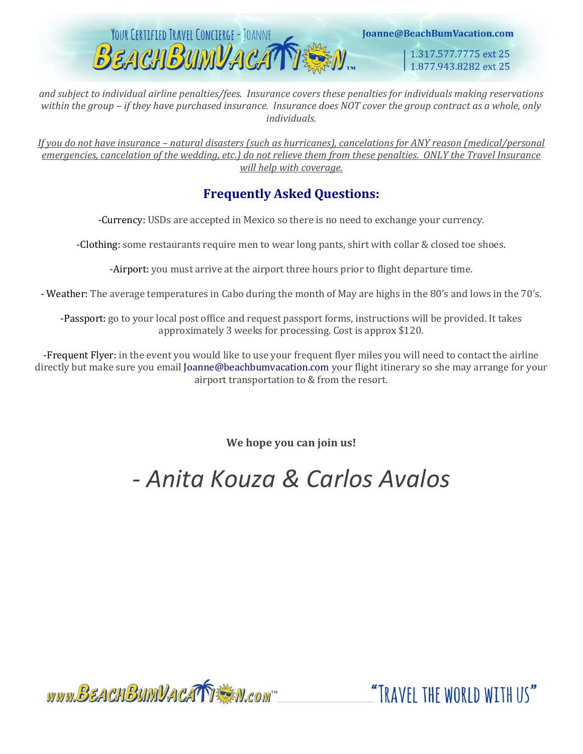*and subject to individual airline penalties/fees. Insurance covers these penalties for individuals making reservations within the group – if they have purchased insurance. Insurance does NOT cover the group contract as a whole, only individuals.*

*If you do not have insurance – natural disasters (such as hurricanes), cancelations for ANY reason (medical/personal emergencies, cancelation of the wedding, etc.) do not relieve them from these penalties. ONLY the Travel Insurance will help with coverage.*

## Frequently Asked Questions:

-Currency: USDs are accepted in Mexico so there is no need to exchange your currency.

-Clothing: some restaurants require men to wear long pants, shirt with collar & closed toe shoes.

-Airport: you must arrive at the airport three hours prior to flight departure time.

- Weather: The average temperatures in Cabo during the month of May are highs in the 80's and lows in the 70's.

-Passport: go to your local post office and request passport forms, instructions will be provided. It takes approximately 3 weeks for processing. Cost is approx $120.

-Frequent Flyer: in the event you would like to use your frequent flyer miles you will need to contact the airline directly but make sure you email Joanne@beachbumvacation.com your flight itinerary so she may arrange for your airport transportation to & from the resort.

**We hope you can join us!**

*- Anita Kouza & Carlos Avalos*